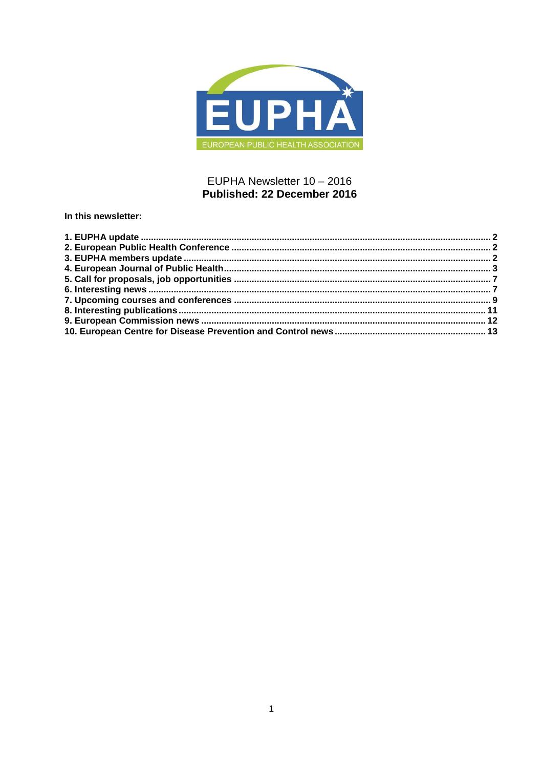EUPHA

EUROPEAN PUBLIC HEALTH ASSOCIATION

EUPHA Newsletter 10 – 2016

**Published: 22 December 2016**

**In this newsletter:**

**1. EUPHA update ... 2**
**2. European Public Health Conference ... 2**
**3. EUPHA members update ... 2**
**4. European Journal of Public Health ... 3**
**5. Call for proposals, job opportunities ... 7**
**6. Interesting news ... 7**
**7. Upcoming courses and conferences ... 9**
**8. Interesting publications ... 11**
**9. European Commission news ... 12**
**10. European Centre for Disease Prevention and Control news ... 13**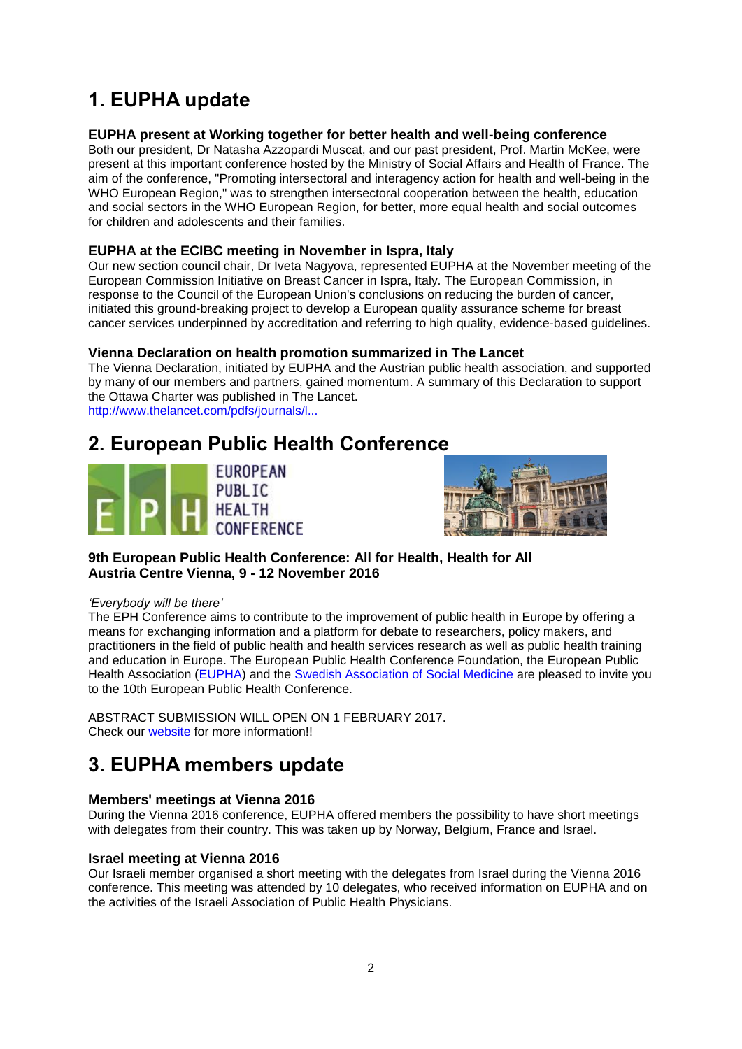# 1. EUPHA update

### EUPHA present at Working together for better health and well-being conference

Both our president, Dr Natasha Azzopardi Muscat, and our past president, Prof. Martin McKee, were present at this important conference hosted by the Ministry of Social Affairs and Health of France. The aim of the conference, "Promoting intersectoral and interagency action for health and well-being in the WHO European Region," was to strengthen intersectoral cooperation between the health, education and social sectors in the WHO European Region, for better, more equal health and social outcomes for children and adolescents and their families.

### EUPHA at the ECIBC meeting in November in Ispra, Italy

Our new section council chair, Dr Iveta Nagyova, represented EUPHA at the November meeting of the European Commission Initiative on Breast Cancer in Ispra, Italy. The European Commission, in response to the Council of the European Union's conclusions on reducing the burden of cancer, initiated this ground-breaking project to develop a European quality assurance scheme for breast cancer services underpinned by accreditation and referring to high quality, evidence-based guidelines.

### Vienna Declaration on health promotion summarized in The Lancet

The Vienna Declaration, initiated by EUPHA and the Austrian public health association, and supported by many of our members and partners, gained momentum. A summary of this Declaration to support the Ottawa Charter was published in The Lancet.
http://www.thelancet.com/pdfs/journals/l...

# 2. European Public Health Conference

EUROPEAN PUBLIC HEALTH CONFERENCE

### 9th European Public Health Conference: All for Health, Health for All
### Austria Centre Vienna, 9 - 12 November 2016

*'Everybody will be there'*

The EPH Conference aims to contribute to the improvement of public health in Europe by offering a means for exchanging information and a platform for debate to researchers, policy makers, and practitioners in the field of public health and health services research as well as public health training and education in Europe. The European Public Health Conference Foundation, the European Public Health Association (EUPHA) and the Swedish Association of Social Medicine are pleased to invite you to the 10th European Public Health Conference.

ABSTRACT SUBMISSION WILL OPEN ON 1 FEBRUARY 2017.
Check our website for more information!!

# 3. EUPHA members update

### Members' meetings at Vienna 2016

During the Vienna 2016 conference, EUPHA offered members the possibility to have short meetings with delegates from their country. This was taken up by Norway, Belgium, France and Israel.

### Israel meeting at Vienna 2016

Our Israeli member organised a short meeting with the delegates from Israel during the Vienna 2016 conference. This meeting was attended by 10 delegates, who received information on EUPHA and on the activities of the Israeli Association of Public Health Physicians.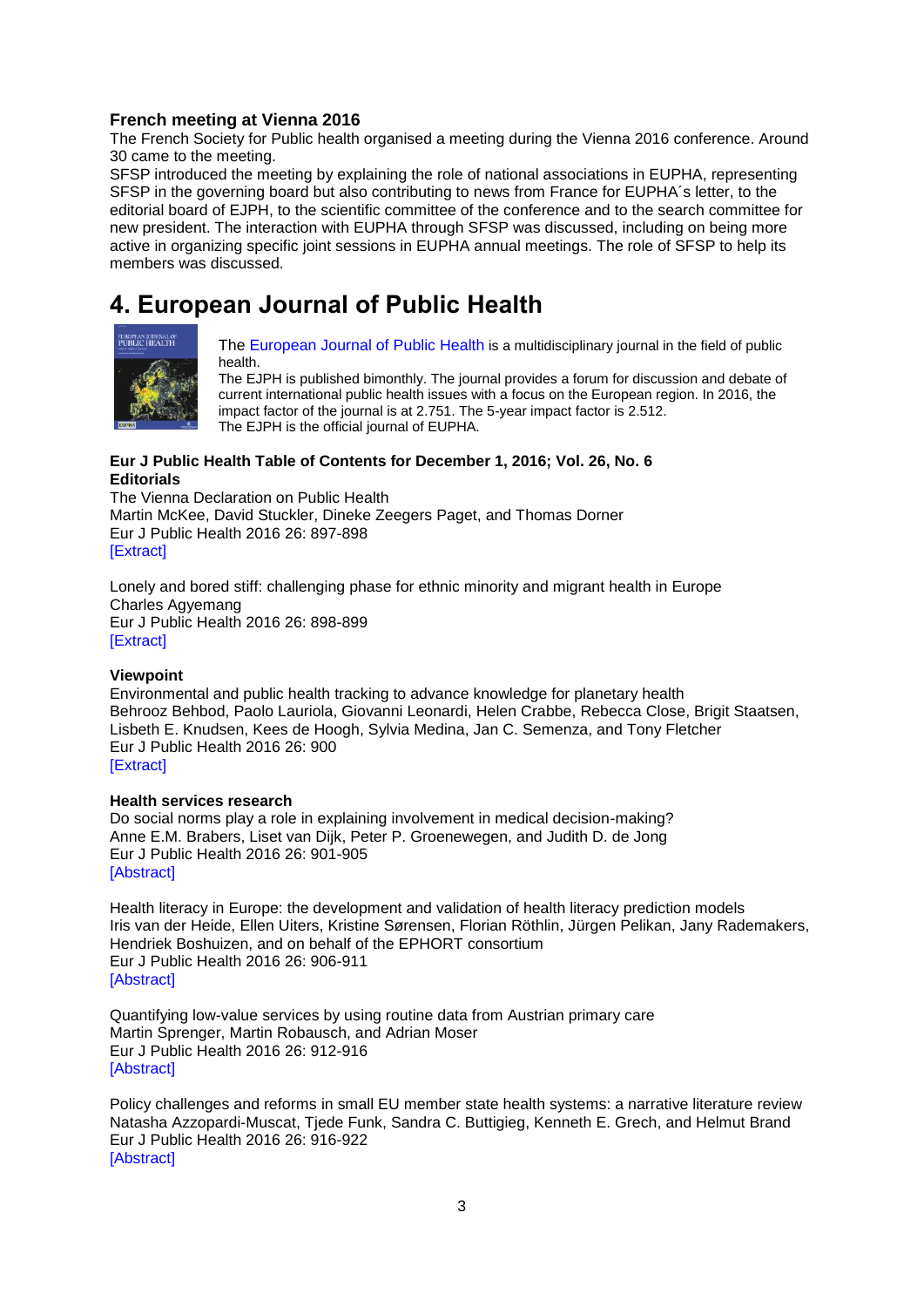### French meeting at Vienna 2016

The French Society for Public health organised a meeting during the Vienna 2016 conference. Around 30 came to the meeting.

SFSP introduced the meeting by explaining the role of national associations in EUPHA, representing SFSP in the governing board but also contributing to news from France for EUPHA´s letter, to the editorial board of EJPH, to the scientific committee of the conference and to the search committee for new president. The interaction with EUPHA through SFSP was discussed, including on being more active in organizing specific joint sessions in EUPHA annual meetings. The role of SFSP to help its members was discussed.

# 4. European Journal of Public Health

The European Journal of Public Health is a multidisciplinary journal in the field of public health.

The EJPH is published bimonthly. The journal provides a forum for discussion and debate of current international public health issues with a focus on the European region. In 2016, the impact factor of the journal is at 2.751. The 5-year impact factor is 2.512.

The EJPH is the official journal of EUPHA.

**Eur J Public Health Table of Contents for December 1, 2016; Vol. 26, No. 6**

**Editorials**

The Vienna Declaration on Public Health
Martin McKee, David Stuckler, Dineke Zeegers Paget, and Thomas Dorner
Eur J Public Health 2016 26: 897-898
[Extract]

Lonely and bored stiff: challenging phase for ethnic minority and migrant health in Europe
Charles Agyemang
Eur J Public Health 2016 26: 898-899
[Extract]

**Viewpoint**

Environmental and public health tracking to advance knowledge for planetary health
Behrooz Behbod, Paolo Lauriola, Giovanni Leonardi, Helen Crabbe, Rebecca Close, Brigit Staatsen, Lisbeth E. Knudsen, Kees de Hoogh, Sylvia Medina, Jan C. Semenza, and Tony Fletcher
Eur J Public Health 2016 26: 900
[Extract]

**Health services research**

Do social norms play a role in explaining involvement in medical decision-making?
Anne E.M. Brabers, Liset van Dijk, Peter P. Groenewegen, and Judith D. de Jong
Eur J Public Health 2016 26: 901-905
[Abstract]

Health literacy in Europe: the development and validation of health literacy prediction models
Iris van der Heide, Ellen Uiters, Kristine Sørensen, Florian Röthlin, Jürgen Pelikan, Jany Rademakers, Hendriek Boshuizen, and on behalf of the EPHORT consortium
Eur J Public Health 2016 26: 906-911
[Abstract]

Quantifying low-value services by using routine data from Austrian primary care
Martin Sprenger, Martin Robausch, and Adrian Moser
Eur J Public Health 2016 26: 912-916
[Abstract]

Policy challenges and reforms in small EU member state health systems: a narrative literature review
Natasha Azzopardi-Muscat, Tjede Funk, Sandra C. Buttigieg, Kenneth E. Grech, and Helmut Brand
Eur J Public Health 2016 26: 916-922
[Abstract]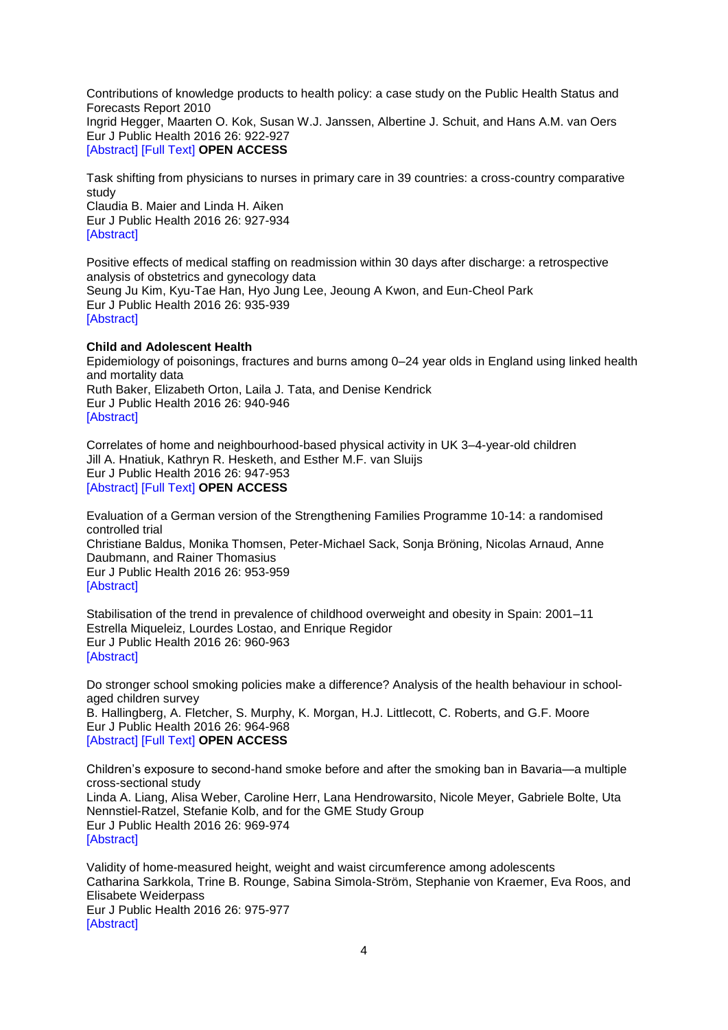Contributions of knowledge products to health policy: a case study on the Public Health Status and Forecasts Report 2010
Ingrid Hegger, Maarten O. Kok, Susan W.J. Janssen, Albertine J. Schuit, and Hans A.M. van Oers
Eur J Public Health 2016 26: 922-927
[Abstract] [Full Text] **OPEN ACCESS**

Task shifting from physicians to nurses in primary care in 39 countries: a cross-country comparative study
Claudia B. Maier and Linda H. Aiken
Eur J Public Health 2016 26: 927-934
[Abstract]

Positive effects of medical staffing on readmission within 30 days after discharge: a retrospective analysis of obstetrics and gynecology data
Seung Ju Kim, Kyu-Tae Han, Hyo Jung Lee, Jeoung A Kwon, and Eun-Cheol Park
Eur J Public Health 2016 26: 935-939
[Abstract]

**Child and Adolescent Health**

Epidemiology of poisonings, fractures and burns among 0–24 year olds in England using linked health and mortality data
Ruth Baker, Elizabeth Orton, Laila J. Tata, and Denise Kendrick
Eur J Public Health 2016 26: 940-946
[Abstract]

Correlates of home and neighbourhood-based physical activity in UK 3–4-year-old children
Jill A. Hnatiuk, Kathryn R. Hesketh, and Esther M.F. van Sluijs
Eur J Public Health 2016 26: 947-953
[Abstract] [Full Text] **OPEN ACCESS**

Evaluation of a German version of the Strengthening Families Programme 10-14: a randomised controlled trial
Christiane Baldus, Monika Thomsen, Peter-Michael Sack, Sonja Bröning, Nicolas Arnaud, Anne Daubmann, and Rainer Thomasius
Eur J Public Health 2016 26: 953-959
[Abstract]

Stabilisation of the trend in prevalence of childhood overweight and obesity in Spain: 2001–11
Estrella Miqueleiz, Lourdes Lostao, and Enrique Regidor
Eur J Public Health 2016 26: 960-963
[Abstract]

Do stronger school smoking policies make a difference? Analysis of the health behaviour in school-aged children survey
B. Hallingberg, A. Fletcher, S. Murphy, K. Morgan, H.J. Littlecott, C. Roberts, and G.F. Moore
Eur J Public Health 2016 26: 964-968
[Abstract] [Full Text] **OPEN ACCESS**

Children's exposure to second-hand smoke before and after the smoking ban in Bavaria—a multiple cross-sectional study
Linda A. Liang, Alisa Weber, Caroline Herr, Lana Hendrowarsito, Nicole Meyer, Gabriele Bolte, Uta Nennstiel-Ratzel, Stefanie Kolb, and for the GME Study Group
Eur J Public Health 2016 26: 969-974
[Abstract]

Validity of home-measured height, weight and waist circumference among adolescents
Catharina Sarkkola, Trine B. Rounge, Sabina Simola-Ström, Stephanie von Kraemer, Eva Roos, and Elisabete Weiderpass
Eur J Public Health 2016 26: 975-977
[Abstract]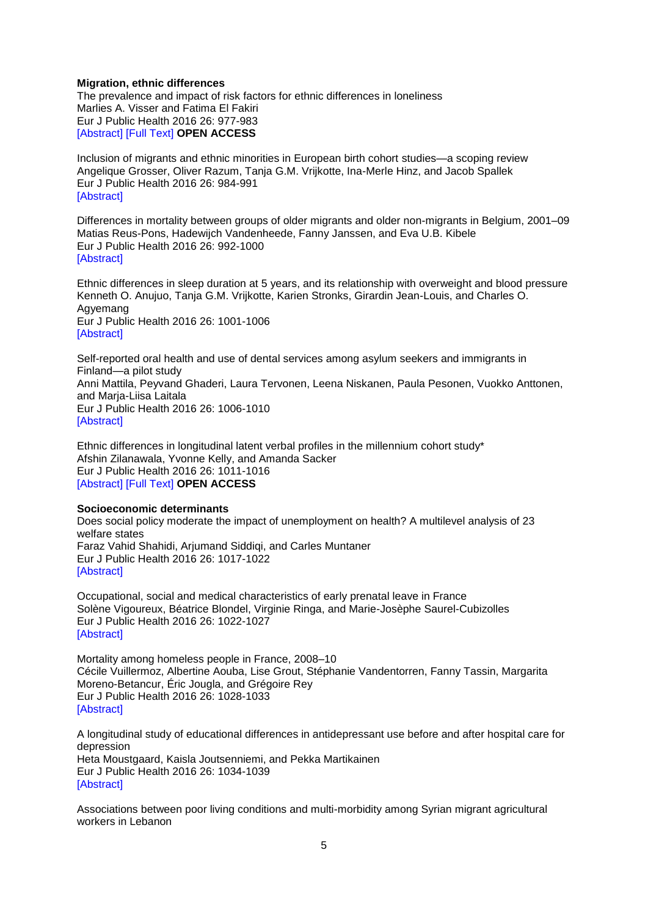**Migration, ethnic differences**

The prevalence and impact of risk factors for ethnic differences in loneliness
Marlies A. Visser and Fatima El Fakiri
Eur J Public Health 2016 26: 977-983
[Abstract] [Full Text] **OPEN ACCESS**

Inclusion of migrants and ethnic minorities in European birth cohort studies—a scoping review
Angelique Grosser, Oliver Razum, Tanja G.M. Vrijkotte, Ina-Merle Hinz, and Jacob Spallek
Eur J Public Health 2016 26: 984-991
[Abstract]

Differences in mortality between groups of older migrants and older non-migrants in Belgium, 2001–09
Matias Reus-Pons, Hadewijch Vandenheede, Fanny Janssen, and Eva U.B. Kibele
Eur J Public Health 2016 26: 992-1000
[Abstract]

Ethnic differences in sleep duration at 5 years, and its relationship with overweight and blood pressure
Kenneth O. Anujuo, Tanja G.M. Vrijkotte, Karien Stronks, Girardin Jean-Louis, and Charles O. Agyemang
Eur J Public Health 2016 26: 1001-1006
[Abstract]

Self-reported oral health and use of dental services among asylum seekers and immigrants in Finland—a pilot study
Anni Mattila, Peyvand Ghaderi, Laura Tervonen, Leena Niskanen, Paula Pesonen, Vuokko Anttonen, and Marja-Liisa Laitala
Eur J Public Health 2016 26: 1006-1010
[Abstract]

Ethnic differences in longitudinal latent verbal profiles in the millennium cohort study*
Afshin Zilanawala, Yvonne Kelly, and Amanda Sacker
Eur J Public Health 2016 26: 1011-1016
[Abstract] [Full Text] **OPEN ACCESS**

**Socioeconomic determinants**

Does social policy moderate the impact of unemployment on health? A multilevel analysis of 23 welfare states
Faraz Vahid Shahidi, Arjumand Siddiqi, and Carles Muntaner
Eur J Public Health 2016 26: 1017-1022
[Abstract]

Occupational, social and medical characteristics of early prenatal leave in France
Solène Vigoureux, Béatrice Blondel, Virginie Ringa, and Marie-Josèphe Saurel-Cubizolles
Eur J Public Health 2016 26: 1022-1027
[Abstract]

Mortality among homeless people in France, 2008–10
Cécile Vuillermoz, Albertine Aouba, Lise Grout, Stéphanie Vandentorren, Fanny Tassin, Margarita Moreno-Betancur, Éric Jougla, and Grégoire Rey
Eur J Public Health 2016 26: 1028-1033
[Abstract]

A longitudinal study of educational differences in antidepressant use before and after hospital care for depression
Heta Moustgaard, Kaisla Joutsenniemi, and Pekka Martikainen
Eur J Public Health 2016 26: 1034-1039
[Abstract]

Associations between poor living conditions and multi-morbidity among Syrian migrant agricultural workers in Lebanon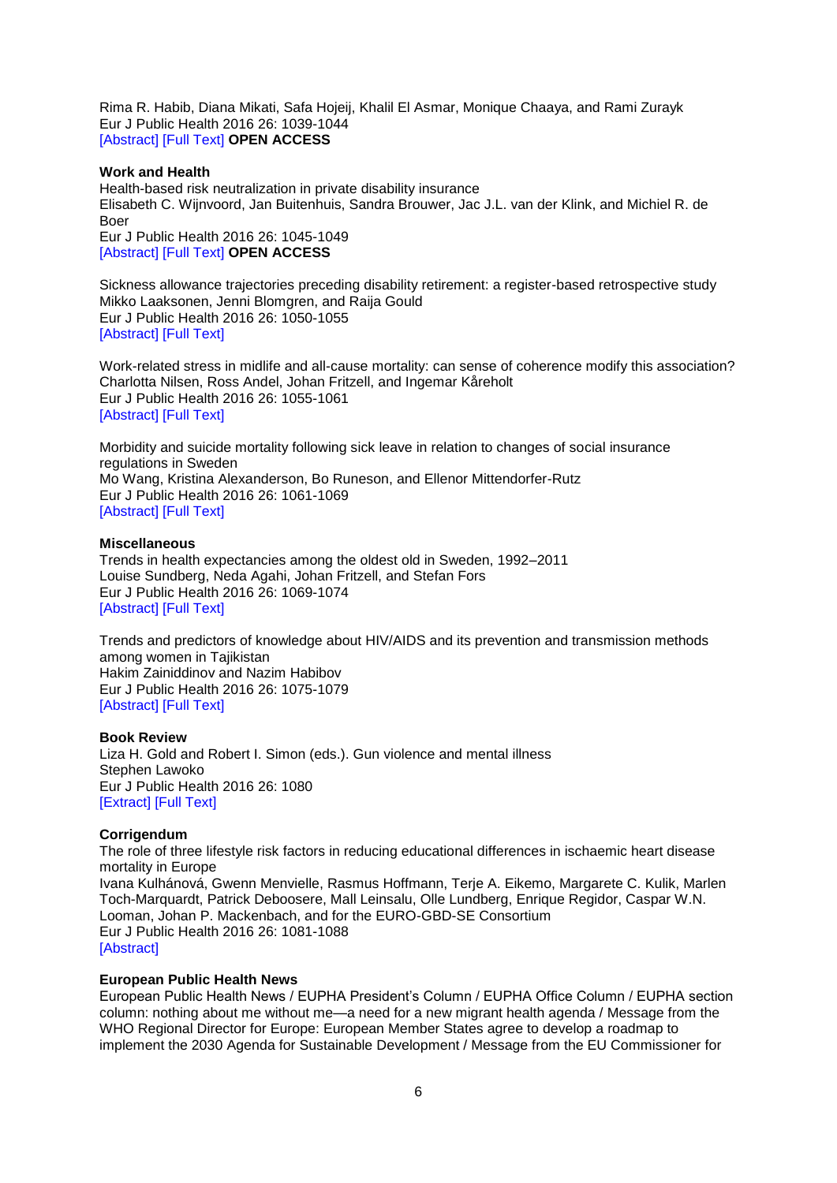Rima R. Habib, Diana Mikati, Safa Hojeij, Khalil El Asmar, Monique Chaaya, and Rami Zurayk
Eur J Public Health 2016 26: 1039-1044
[Abstract] [Full Text] **OPEN ACCESS**

**Work and Health**
Health-based risk neutralization in private disability insurance
Elisabeth C. Wijnvoord, Jan Buitenhuis, Sandra Brouwer, Jac J.L. van der Klink, and Michiel R. de Boer
Eur J Public Health 2016 26: 1045-1049
[Abstract] [Full Text] **OPEN ACCESS**

Sickness allowance trajectories preceding disability retirement: a register-based retrospective study
Mikko Laaksonen, Jenni Blomgren, and Raija Gould
Eur J Public Health 2016 26: 1050-1055
[Abstract] [Full Text]

Work-related stress in midlife and all-cause mortality: can sense of coherence modify this association?
Charlotta Nilsen, Ross Andel, Johan Fritzell, and Ingemar Kåreholt
Eur J Public Health 2016 26: 1055-1061
[Abstract] [Full Text]

Morbidity and suicide mortality following sick leave in relation to changes of social insurance regulations in Sweden
Mo Wang, Kristina Alexanderson, Bo Runeson, and Ellenor Mittendorfer-Rutz
Eur J Public Health 2016 26: 1061-1069
[Abstract] [Full Text]

**Miscellaneous**
Trends in health expectancies among the oldest old in Sweden, 1992–2011
Louise Sundberg, Neda Agahi, Johan Fritzell, and Stefan Fors
Eur J Public Health 2016 26: 1069-1074
[Abstract] [Full Text]

Trends and predictors of knowledge about HIV/AIDS and its prevention and transmission methods among women in Tajikistan
Hakim Zainiddinov and Nazim Habibov
Eur J Public Health 2016 26: 1075-1079
[Abstract] [Full Text]

**Book Review**
Liza H. Gold and Robert I. Simon (eds.). Gun violence and mental illness
Stephen Lawoko
Eur J Public Health 2016 26: 1080
[Extract] [Full Text]

**Corrigendum**
The role of three lifestyle risk factors in reducing educational differences in ischaemic heart disease mortality in Europe
Ivana Kulhánová, Gwenn Menvielle, Rasmus Hoffmann, Terje A. Eikemo, Margarete C. Kulik, Marlen Toch-Marquardt, Patrick Deboosere, Mall Leinsalu, Olle Lundberg, Enrique Regidor, Caspar W.N. Looman, Johan P. Mackenbach, and for the EURO-GBD-SE Consortium
Eur J Public Health 2016 26: 1081-1088
[Abstract]

**European Public Health News**
European Public Health News / EUPHA President's Column / EUPHA Office Column / EUPHA section column: nothing about me without me—a need for a new migrant health agenda / Message from the WHO Regional Director for Europe: European Member States agree to develop a roadmap to implement the 2030 Agenda for Sustainable Development / Message from the EU Commissioner for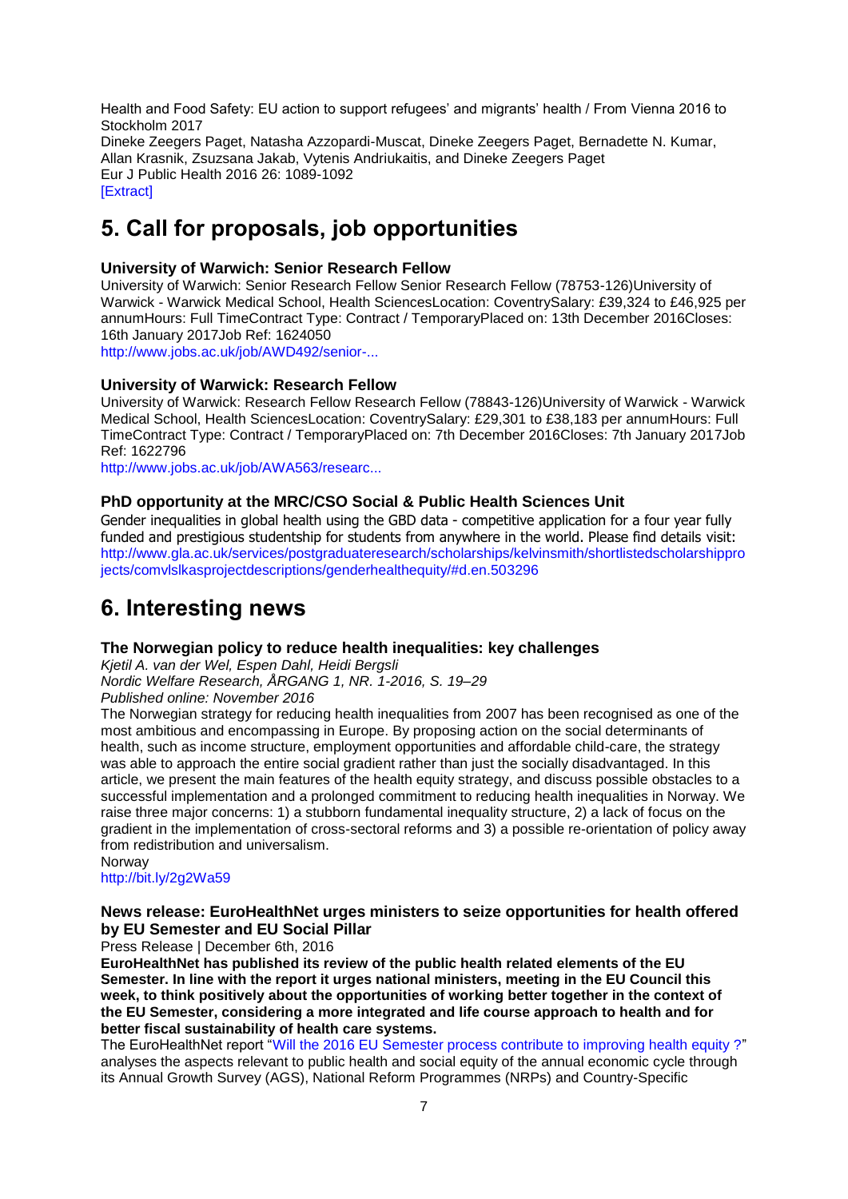Health and Food Safety: EU action to support refugees' and migrants' health / From Vienna 2016 to Stockholm 2017
Dineke Zeegers Paget, Natasha Azzopardi-Muscat, Dineke Zeegers Paget, Bernadette N. Kumar, Allan Krasnik, Zsuzsana Jakab, Vytenis Andriukaitis, and Dineke Zeegers Paget
Eur J Public Health 2016 26: 1089-1092
[Extract]

# 5. Call for proposals, job opportunities

### University of Warwick: Senior Research Fellow

University of Warwick: Senior Research Fellow Senior Research Fellow (78753-126)University of Warwick - Warwick Medical School, Health SciencesLocation: CoventrySalary: £39,324 to £46,925 per annumHours: Full TimeContract Type: Contract / TemporaryPlaced on: 13th December 2016Closes: 16th January 2017Job Ref: 1624050
http://www.jobs.ac.uk/job/AWD492/senior-...

### University of Warwick: Research Fellow

University of Warwick: Research Fellow Research Fellow (78843-126)University of Warwick - Warwick Medical School, Health SciencesLocation: CoventrySalary: £29,301 to £38,183 per annumHours: Full TimeContract Type: Contract / TemporaryPlaced on: 7th December 2016Closes: 7th January 2017Job Ref: 1622796
http://www.jobs.ac.uk/job/AWA563/researc...

### PhD opportunity at the MRC/CSO Social & Public Health Sciences Unit

Gender inequalities in global health using the GBD data - competitive application for a four year fully funded and prestigious studentship for students from anywhere in the world. Please find details visit: http://www.gla.ac.uk/services/postgraduateresearch/scholarships/kelvinsmith/shortlistedscholarshipprojects/comvlslkasprojectdescriptions/genderhealthequity/#d.en.503296

# 6. Interesting news

### The Norwegian policy to reduce health inequalities: key challenges

*Kjetil A. van der Wel, Espen Dahl, Heidi Bergsli*
*Nordic Welfare Research, ÅRGANG 1, NR. 1-2016, S. 19–29*
*Published online: November 2016*

The Norwegian strategy for reducing health inequalities from 2007 has been recognised as one of the most ambitious and encompassing in Europe. By proposing action on the social determinants of health, such as income structure, employment opportunities and affordable child-care, the strategy was able to approach the entire social gradient rather than just the socially disadvantaged. In this article, we present the main features of the health equity strategy, and discuss possible obstacles to a successful implementation and a prolonged commitment to reducing health inequalities in Norway. We raise three major concerns: 1) a stubborn fundamental inequality structure, 2) a lack of focus on the gradient in the implementation of cross-sectoral reforms and 3) a possible re-orientation of policy away from redistribution and universalism.
Norway
http://bit.ly/2g2Wa59

### News release: EuroHealthNet urges ministers to seize opportunities for health offered by EU Semester and EU Social Pillar

Press Release | December 6th, 2016

**EuroHealthNet has published its review of the public health related elements of the EU Semester. In line with the report it urges national ministers, meeting in the EU Council this week, to think positively about the opportunities of working better together in the context of the EU Semester, considering a more integrated and life course approach to health and for better fiscal sustainability of health care systems.**

The EuroHealthNet report "Will the 2016 EU Semester process contribute to improving health equity ?" analyses the aspects relevant to public health and social equity of the annual economic cycle through its Annual Growth Survey (AGS), National Reform Programmes (NRPs) and Country-Specific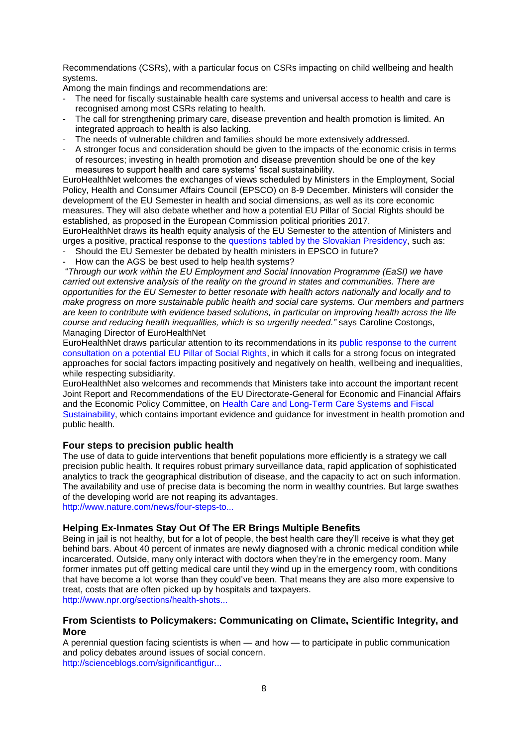Recommendations (CSRs), with a particular focus on CSRs impacting on child wellbeing and health systems.

Among the main findings and recommendations are:

- The need for fiscally sustainable health care systems and universal access to health and care is recognised among most CSRs relating to health.
- The call for strengthening primary care, disease prevention and health promotion is limited. An integrated approach to health is also lacking.
- The needs of vulnerable children and families should be more extensively addressed.
- A stronger focus and consideration should be given to the impacts of the economic crisis in terms of resources; investing in health promotion and disease prevention should be one of the key measures to support health and care systems' fiscal sustainability.

EuroHealthNet welcomes the exchanges of views scheduled by Ministers in the Employment, Social Policy, Health and Consumer Affairs Council (EPSCO) on 8-9 December. Ministers will consider the development of the EU Semester in health and social dimensions, as well as its core economic measures. They will also debate whether and how a potential EU Pillar of Social Rights should be established, as proposed in the European Commission political priorities 2017.

EuroHealthNet draws its health equity analysis of the EU Semester to the attention of Ministers and urges a positive, practical response to the questions tabled by the Slovakian Presidency, such as:

- Should the EU Semester be debated by health ministers in EPSCO in future?
- How can the AGS be best used to help health systems?

"*Through our work within the EU Employment and Social Innovation Programme (EaSI) we have carried out extensive analysis of the reality on the ground in states and communities. There are opportunities for the EU Semester to better resonate with health actors nationally and locally and to make progress on more sustainable public health and social care systems. Our members and partners are keen to contribute with evidence based solutions, in particular on improving health across the life course and reducing health inequalities, which is so urgently needed."* says Caroline Costongs, Managing Director of EuroHealthNet

EuroHealthNet draws particular attention to its recommendations in its public response to the current consultation on a potential EU Pillar of Social Rights, in which it calls for a strong focus on integrated approaches for social factors impacting positively and negatively on health, wellbeing and inequalities, while respecting subsidiarity.

EuroHealthNet also welcomes and recommends that Ministers take into account the important recent Joint Report and Recommendations of the EU Directorate-General for Economic and Financial Affairs and the Economic Policy Committee, on Health Care and Long-Term Care Systems and Fiscal Sustainability, which contains important evidence and guidance for investment in health promotion and public health.

### Four steps to precision public health

The use of data to guide interventions that benefit populations more efficiently is a strategy we call precision public health. It requires robust primary surveillance data, rapid application of sophisticated analytics to track the geographical distribution of disease, and the capacity to act on such information. The availability and use of precise data is becoming the norm in wealthy countries. But large swathes of the developing world are not reaping its advantages.

http://www.nature.com/news/four-steps-to...

### Helping Ex-Inmates Stay Out Of The ER Brings Multiple Benefits

Being in jail is not healthy, but for a lot of people, the best health care they'll receive is what they get behind bars. About 40 percent of inmates are newly diagnosed with a chronic medical condition while incarcerated. Outside, many only interact with doctors when they're in the emergency room. Many former inmates put off getting medical care until they wind up in the emergency room, with conditions that have become a lot worse than they could've been. That means they are also more expensive to treat, costs that are often picked up by hospitals and taxpayers.

http://www.npr.org/sections/health-shots...

### From Scientists to Policymakers: Communicating on Climate, Scientific Integrity, and More

A perennial question facing scientists is when — and how — to participate in public communication and policy debates around issues of social concern.

http://scienceblogs.com/significantfigur...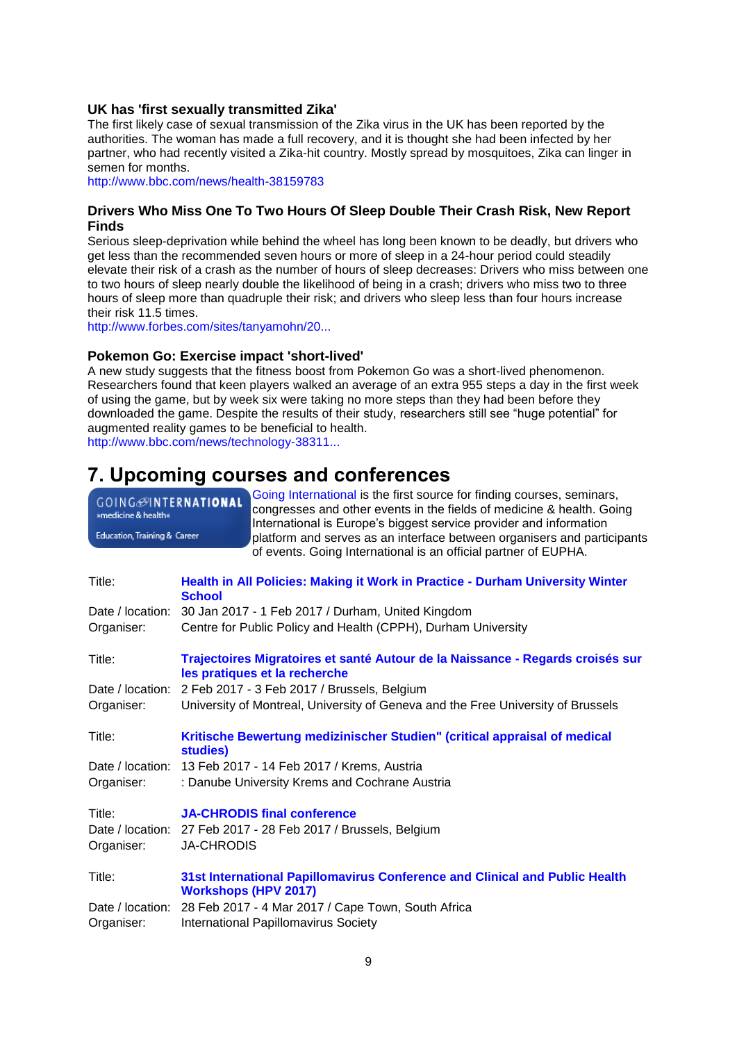### UK has 'first sexually transmitted Zika'

The first likely case of sexual transmission of the Zika virus in the UK has been reported by the authorities. The woman has made a full recovery, and it is thought she had been infected by her partner, who had recently visited a Zika-hit country. Mostly spread by mosquitoes, Zika can linger in semen for months.
http://www.bbc.com/news/health-38159783

### Drivers Who Miss One To Two Hours Of Sleep Double Their Crash Risk, New Report Finds

Serious sleep-deprivation while behind the wheel has long been known to be deadly, but drivers who get less than the recommended seven hours or more of sleep in a 24-hour period could steadily elevate their risk of a crash as the number of hours of sleep decreases: Drivers who miss between one to two hours of sleep nearly double the likelihood of being in a crash; drivers who miss two to three hours of sleep more than quadruple their risk; and drivers who sleep less than four hours increase their risk 11.5 times.
http://www.forbes.com/sites/tanyamohn/20...

### Pokemon Go: Exercise impact 'short-lived'

A new study suggests that the fitness boost from Pokemon Go was a short-lived phenomenon. Researchers found that keen players walked an average of an extra 955 steps a day in the first week of using the game, but by week six were taking no more steps than they had been before they downloaded the game. Despite the results of their study, researchers still see “huge potential” for augmented reality games to be beneficial to health.
http://www.bbc.com/news/technology-38311...

## 7. Upcoming courses and conferences

GOING INTERNATIONAL »medicine & health« Education, Training & Career

Going International is the first source for finding courses, seminars, congresses and other events in the fields of medicine & health. Going International is Europe’s biggest service provider and information platform and serves as an interface between organisers and participants of events. Going International is an official partner of EUPHA.

Title: **Health in All Policies: Making it Work in Practice - Durham University Winter School**
Date / location: 30 Jan 2017 - 1 Feb 2017 / Durham, United Kingdom
Organiser: Centre for Public Policy and Health (CPPH), Durham University

Title: **Trajectoires Migratoires et santé Autour de la Naissance - Regards croisés sur les pratiques et la recherche**
Date / location: 2 Feb 2017 - 3 Feb 2017 / Brussels, Belgium
Organiser: University of Montreal, University of Geneva and the Free University of Brussels

Title: **Kritische Bewertung medizinischer Studien" (critical appraisal of medical studies)**
Date / location: 13 Feb 2017 - 14 Feb 2017 / Krems, Austria
Organiser: : Danube University Krems and Cochrane Austria

Title: **JA-CHRODIS final conference**
Date / location: 27 Feb 2017 - 28 Feb 2017 / Brussels, Belgium
Organiser: JA-CHRODIS

Title: **31st International Papillomavirus Conference and Clinical and Public Health Workshops (HPV 2017)**
Date / location: 28 Feb 2017 - 4 Mar 2017 / Cape Town, South Africa
Organiser: International Papillomavirus Society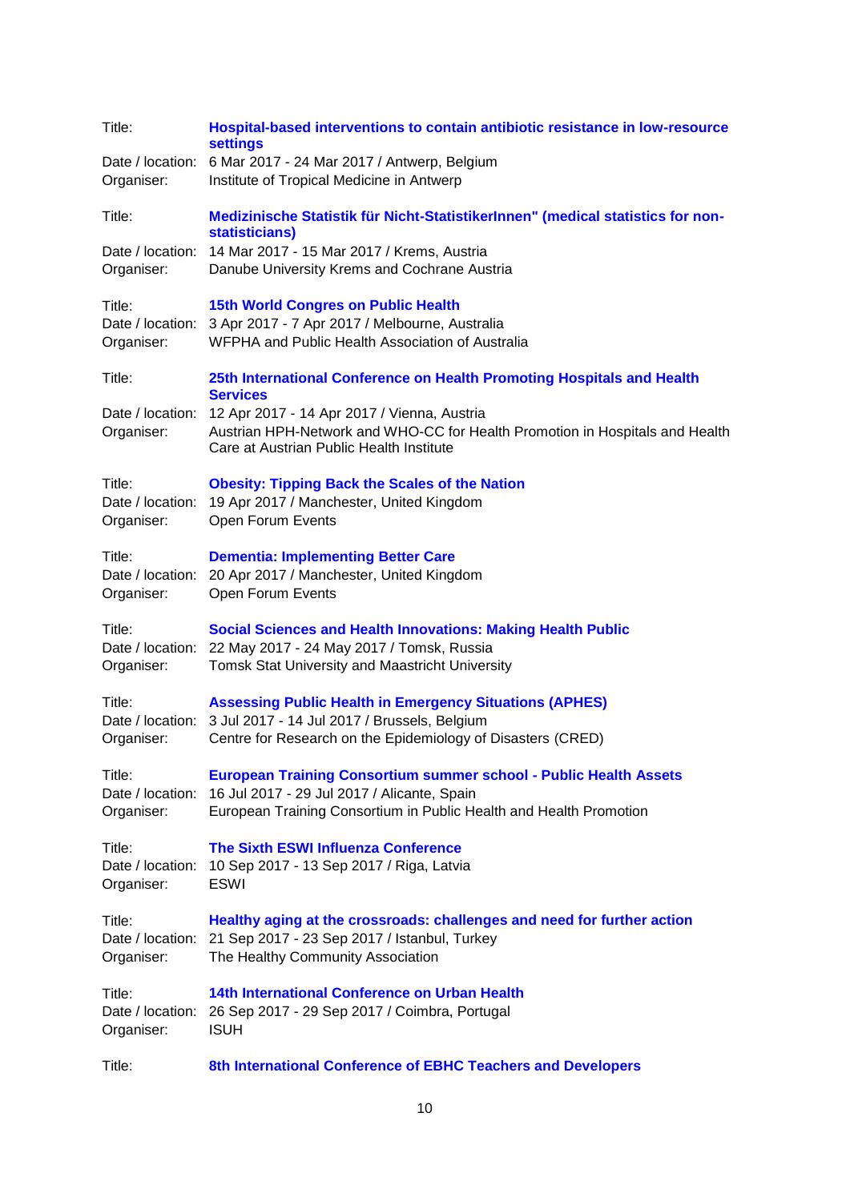Title: **Hospital-based interventions to contain antibiotic resistance in low-resource settings**
Date / location: 6 Mar 2017 - 24 Mar 2017 / Antwerp, Belgium
Organiser: Institute of Tropical Medicine in Antwerp

Title: **Medizinische Statistik für Nicht-StatistikerInnen" (medical statistics for non-statisticians)**
Date / location: 14 Mar 2017 - 15 Mar 2017 / Krems, Austria
Organiser: Danube University Krems and Cochrane Austria

Title: **15th World Congres on Public Health**
Date / location: 3 Apr 2017 - 7 Apr 2017 / Melbourne, Australia
Organiser: WFPHA and Public Health Association of Australia

Title: **25th International Conference on Health Promoting Hospitals and Health Services**
Date / location: 12 Apr 2017 - 14 Apr 2017 / Vienna, Austria
Organiser: Austrian HPH-Network and WHO-CC for Health Promotion in Hospitals and Health Care at Austrian Public Health Institute

Title: **Obesity: Tipping Back the Scales of the Nation**
Date / location: 19 Apr 2017 / Manchester, United Kingdom
Organiser: Open Forum Events

Title: **Dementia: Implementing Better Care**
Date / location: 20 Apr 2017 / Manchester, United Kingdom
Organiser: Open Forum Events

Title: **Social Sciences and Health Innovations: Making Health Public**
Date / location: 22 May 2017 - 24 May 2017 / Tomsk, Russia
Organiser: Tomsk Stat University and Maastricht University

Title: **Assessing Public Health in Emergency Situations (APHES)**
Date / location: 3 Jul 2017 - 14 Jul 2017 / Brussels, Belgium
Organiser: Centre for Research on the Epidemiology of Disasters (CRED)

Title: **European Training Consortium summer school - Public Health Assets**
Date / location: 16 Jul 2017 - 29 Jul 2017 / Alicante, Spain
Organiser: European Training Consortium in Public Health and Health Promotion

Title: **The Sixth ESWI Influenza Conference**
Date / location: 10 Sep 2017 - 13 Sep 2017 / Riga, Latvia
Organiser: ESWI

Title: **Healthy aging at the crossroads: challenges and need for further action**
Date / location: 21 Sep 2017 - 23 Sep 2017 / Istanbul, Turkey
Organiser: The Healthy Community Association

Title: **14th International Conference on Urban Health**
Date / location: 26 Sep 2017 - 29 Sep 2017 / Coimbra, Portugal
Organiser: ISUH

Title: **8th International Conference of EBHC Teachers and Developers**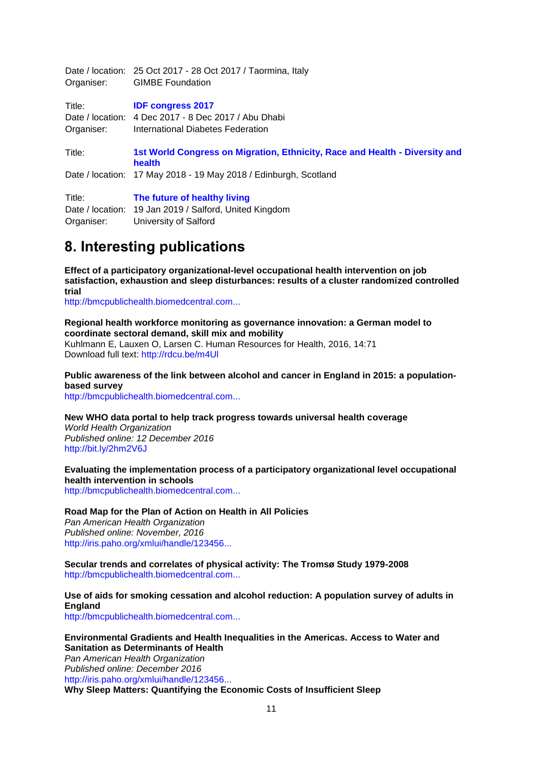Date / location: 25 Oct 2017 - 28 Oct 2017 / Taormina, Italy
Organiser: GIMBE Foundation

Title: **IDF congress 2017**
Date / location: 4 Dec 2017 - 8 Dec 2017 / Abu Dhabi
Organiser: International Diabetes Federation

Title: **1st World Congress on Migration, Ethnicity, Race and Health - Diversity and health**
Date / location: 17 May 2018 - 19 May 2018 / Edinburgh, Scotland

Title: **The future of healthy living**
Date / location: 19 Jan 2019 / Salford, United Kingdom
Organiser: University of Salford

## 8. Interesting publications

**Effect of a participatory organizational-level occupational health intervention on job satisfaction, exhaustion and sleep disturbances: results of a cluster randomized controlled trial**
http://bmcpublichealth.biomedcentral.com...

**Regional health workforce monitoring as governance innovation: a German model to coordinate sectoral demand, skill mix and mobility**
Kuhlmann E, Lauxen O, Larsen C. Human Resources for Health, 2016, 14:71
Download full text: http://rdcu.be/m4Ul

**Public awareness of the link between alcohol and cancer in England in 2015: a population-based survey**
http://bmcpublichealth.biomedcentral.com...

**New WHO data portal to help track progress towards universal health coverage**
*World Health Organization*
*Published online: 12 December 2016*
http://bit.ly/2hm2V6J

**Evaluating the implementation process of a participatory organizational level occupational health intervention in schools**
http://bmcpublichealth.biomedcentral.com...

**Road Map for the Plan of Action on Health in All Policies**
*Pan American Health Organization*
*Published online: November, 2016*
http://iris.paho.org/xmlui/handle/123456...

**Secular trends and correlates of physical activity: The Tromsø Study 1979-2008**
http://bmcpublichealth.biomedcentral.com...

**Use of aids for smoking cessation and alcohol reduction: A population survey of adults in England**
http://bmcpublichealth.biomedcentral.com...

**Environmental Gradients and Health Inequalities in the Americas. Access to Water and Sanitation as Determinants of Health**
*Pan American Health Organization*
*Published online: December 2016*
http://iris.paho.org/xmlui/handle/123456...

**Why Sleep Matters: Quantifying the Economic Costs of Insufficient Sleep**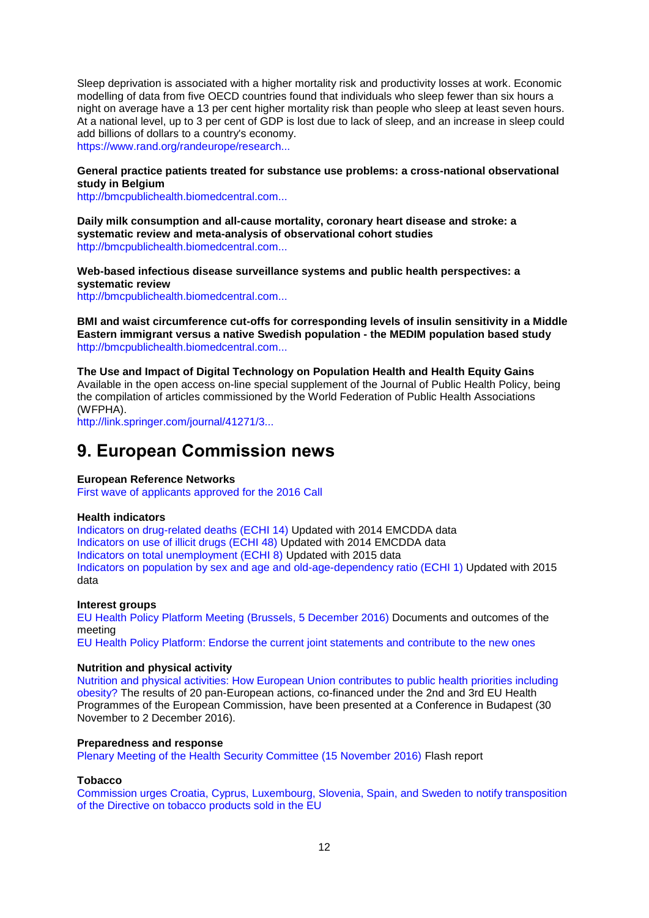Sleep deprivation is associated with a higher mortality risk and productivity losses at work. Economic modelling of data from five OECD countries found that individuals who sleep fewer than six hours a night on average have a 13 per cent higher mortality risk than people who sleep at least seven hours. At a national level, up to 3 per cent of GDP is lost due to lack of sleep, and an increase in sleep could add billions of dollars to a country's economy.
https://www.rand.org/randeurope/research...

**General practice patients treated for substance use problems: a cross-national observational study in Belgium**
http://bmcpublichealth.biomedcentral.com...

**Daily milk consumption and all-cause mortality, coronary heart disease and stroke: a systematic review and meta-analysis of observational cohort studies**
http://bmcpublichealth.biomedcentral.com...

**Web-based infectious disease surveillance systems and public health perspectives: a systematic review**
http://bmcpublichealth.biomedcentral.com...

**BMI and waist circumference cut-offs for corresponding levels of insulin sensitivity in a Middle Eastern immigrant versus a native Swedish population - the MEDIM population based study**
http://bmcpublichealth.biomedcentral.com...

**The Use and Impact of Digital Technology on Population Health and Health Equity Gains**
Available in the open access on-line special supplement of the Journal of Public Health Policy, being the compilation of articles commissioned by the World Federation of Public Health Associations (WFPHA).
http://link.springer.com/journal/41271/3...

# 9. European Commission news

**European Reference Networks**
First wave of applicants approved for the 2016 Call

**Health indicators**
Indicators on drug-related deaths (ECHI 14) Updated with 2014 EMCDDA data
Indicators on use of illicit drugs (ECHI 48) Updated with 2014 EMCDDA data
Indicators on total unemployment (ECHI 8) Updated with 2015 data
Indicators on population by sex and age and old-age-dependency ratio (ECHI 1) Updated with 2015 data

**Interest groups**
EU Health Policy Platform Meeting (Brussels, 5 December 2016) Documents and outcomes of the meeting
EU Health Policy Platform: Endorse the current joint statements and contribute to the new ones

**Nutrition and physical activity**
Nutrition and physical activities: How European Union contributes to public health priorities including obesity? The results of 20 pan-European actions, co-financed under the 2nd and 3rd EU Health Programmes of the European Commission, have been presented at a Conference in Budapest (30 November to 2 December 2016).

**Preparedness and response**
Plenary Meeting of the Health Security Committee (15 November 2016) Flash report

**Tobacco**
Commission urges Croatia, Cyprus, Luxembourg, Slovenia, Spain, and Sweden to notify transposition of the Directive on tobacco products sold in the EU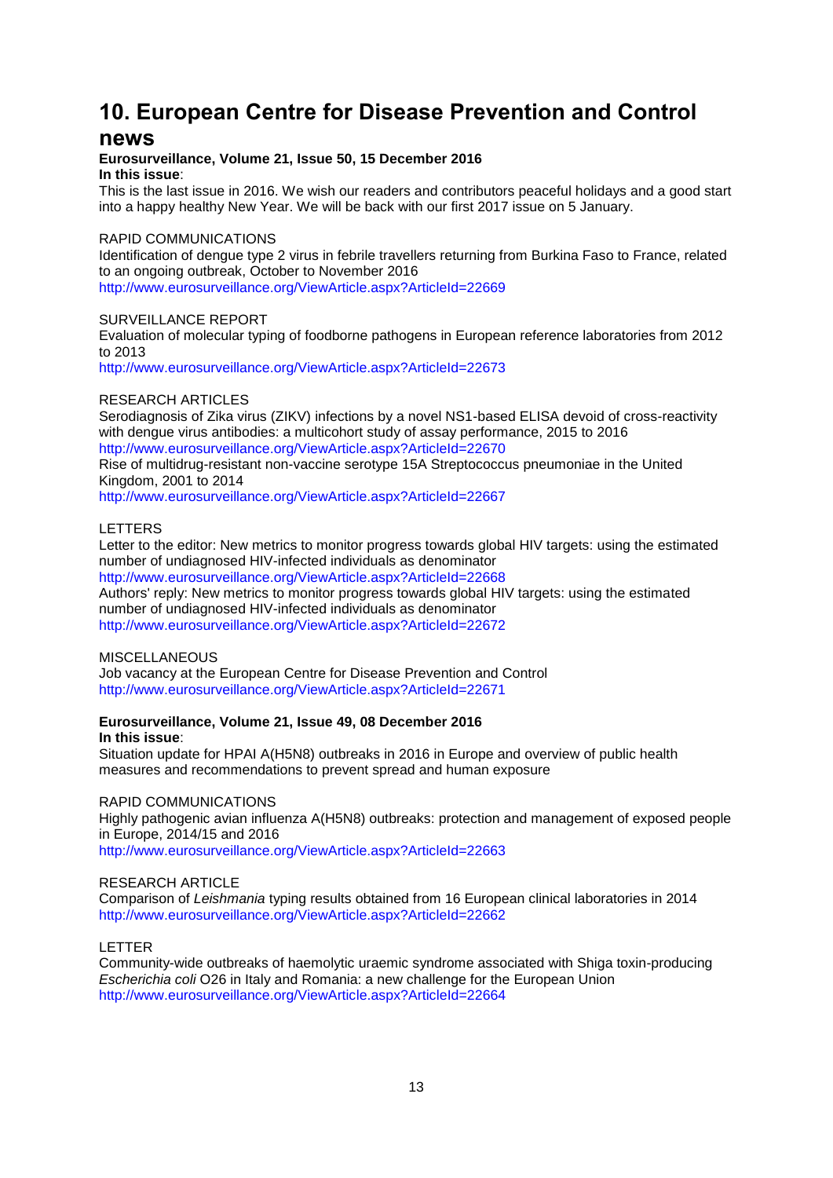# 10. European Centre for Disease Prevention and Control news

**Eurosurveillance, Volume 21, Issue 50, 15 December 2016**

**In this issue**:

This is the last issue in 2016. We wish our readers and contributors peaceful holidays and a good start into a happy healthy New Year. We will be back with our first 2017 issue on 5 January.

RAPID COMMUNICATIONS

Identification of dengue type 2 virus in febrile travellers returning from Burkina Faso to France, related to an ongoing outbreak, October to November 2016

http://www.eurosurveillance.org/ViewArticle.aspx?ArticleId=22669

SURVEILLANCE REPORT

Evaluation of molecular typing of foodborne pathogens in European reference laboratories from 2012 to 2013

http://www.eurosurveillance.org/ViewArticle.aspx?ArticleId=22673

RESEARCH ARTICLES

Serodiagnosis of Zika virus (ZIKV) infections by a novel NS1-based ELISA devoid of cross-reactivity with dengue virus antibodies: a multicohort study of assay performance, 2015 to 2016

http://www.eurosurveillance.org/ViewArticle.aspx?ArticleId=22670

Rise of multidrug-resistant non-vaccine serotype 15A Streptococcus pneumoniae in the United Kingdom, 2001 to 2014

http://www.eurosurveillance.org/ViewArticle.aspx?ArticleId=22667

LETTERS

Letter to the editor: New metrics to monitor progress towards global HIV targets: using the estimated number of undiagnosed HIV-infected individuals as denominator

http://www.eurosurveillance.org/ViewArticle.aspx?ArticleId=22668

Authors' reply: New metrics to monitor progress towards global HIV targets: using the estimated number of undiagnosed HIV-infected individuals as denominator

http://www.eurosurveillance.org/ViewArticle.aspx?ArticleId=22672

MISCELLANEOUS

Job vacancy at the European Centre for Disease Prevention and Control

http://www.eurosurveillance.org/ViewArticle.aspx?ArticleId=22671

**Eurosurveillance, Volume 21, Issue 49, 08 December 2016**

**In this issue**:

Situation update for HPAI A(H5N8) outbreaks in 2016 in Europe and overview of public health measures and recommendations to prevent spread and human exposure

RAPID COMMUNICATIONS

Highly pathogenic avian influenza A(H5N8) outbreaks: protection and management of exposed people in Europe, 2014/15 and 2016

http://www.eurosurveillance.org/ViewArticle.aspx?ArticleId=22663

RESEARCH ARTICLE

Comparison of *Leishmania* typing results obtained from 16 European clinical laboratories in 2014

http://www.eurosurveillance.org/ViewArticle.aspx?ArticleId=22662

LETTER

Community-wide outbreaks of haemolytic uraemic syndrome associated with Shiga toxin-producing *Escherichia coli* O26 in Italy and Romania: a new challenge for the European Union

http://www.eurosurveillance.org/ViewArticle.aspx?ArticleId=22664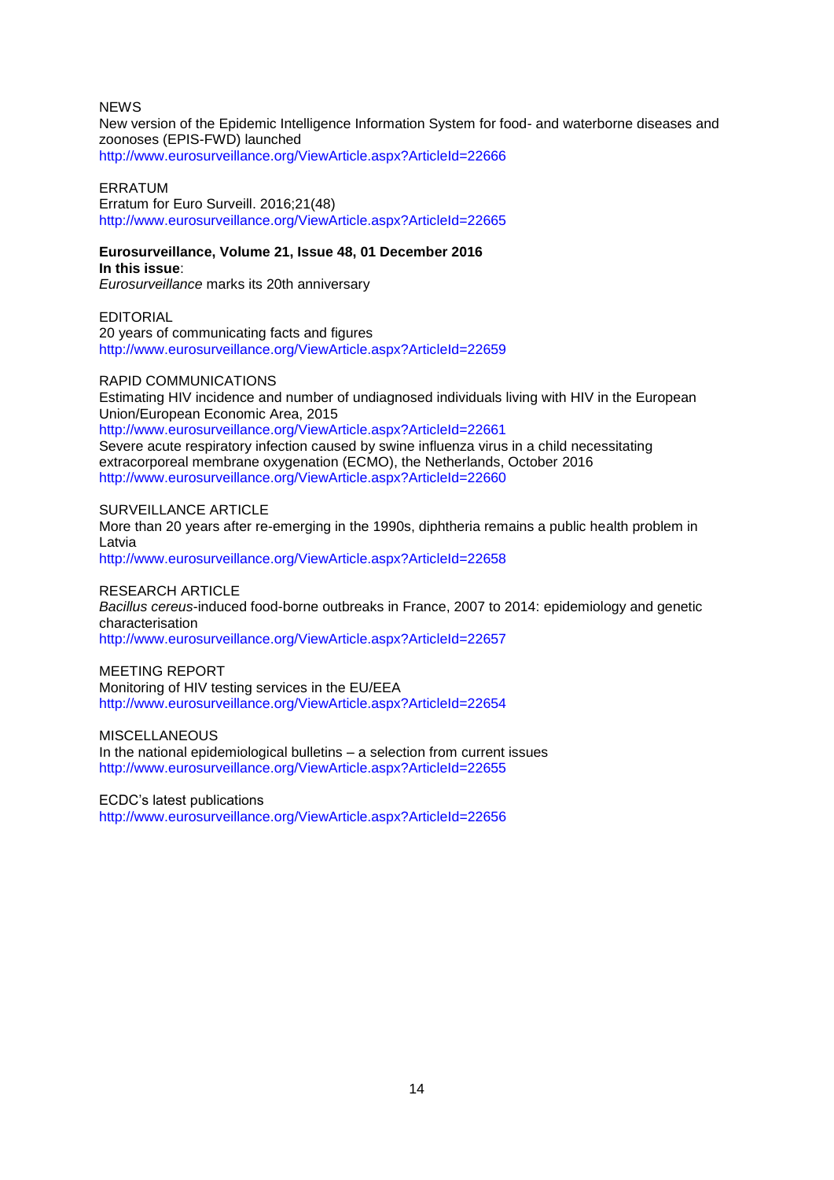NEWS

New version of the Epidemic Intelligence Information System for food- and waterborne diseases and zoonoses (EPIS-FWD) launched

http://www.eurosurveillance.org/ViewArticle.aspx?ArticleId=22666

ERRATUM

Erratum for Euro Surveill. 2016;21(48)

http://www.eurosurveillance.org/ViewArticle.aspx?ArticleId=22665

**Eurosurveillance, Volume 21, Issue 48, 01 December 2016**

**In this issue**:

*Eurosurveillance* marks its 20th anniversary

EDITORIAL

20 years of communicating facts and figures

http://www.eurosurveillance.org/ViewArticle.aspx?ArticleId=22659

RAPID COMMUNICATIONS

Estimating HIV incidence and number of undiagnosed individuals living with HIV in the European Union/European Economic Area, 2015

http://www.eurosurveillance.org/ViewArticle.aspx?ArticleId=22661

Severe acute respiratory infection caused by swine influenza virus in a child necessitating extracorporeal membrane oxygenation (ECMO), the Netherlands, October 2016

http://www.eurosurveillance.org/ViewArticle.aspx?ArticleId=22660

SURVEILLANCE ARTICLE

More than 20 years after re-emerging in the 1990s, diphtheria remains a public health problem in Latvia

http://www.eurosurveillance.org/ViewArticle.aspx?ArticleId=22658

RESEARCH ARTICLE

*Bacillus cereus*-induced food-borne outbreaks in France, 2007 to 2014: epidemiology and genetic characterisation

http://www.eurosurveillance.org/ViewArticle.aspx?ArticleId=22657

MEETING REPORT

Monitoring of HIV testing services in the EU/EEA

http://www.eurosurveillance.org/ViewArticle.aspx?ArticleId=22654

MISCELLANEOUS

In the national epidemiological bulletins – a selection from current issues

http://www.eurosurveillance.org/ViewArticle.aspx?ArticleId=22655

ECDC's latest publications

http://www.eurosurveillance.org/ViewArticle.aspx?ArticleId=22656